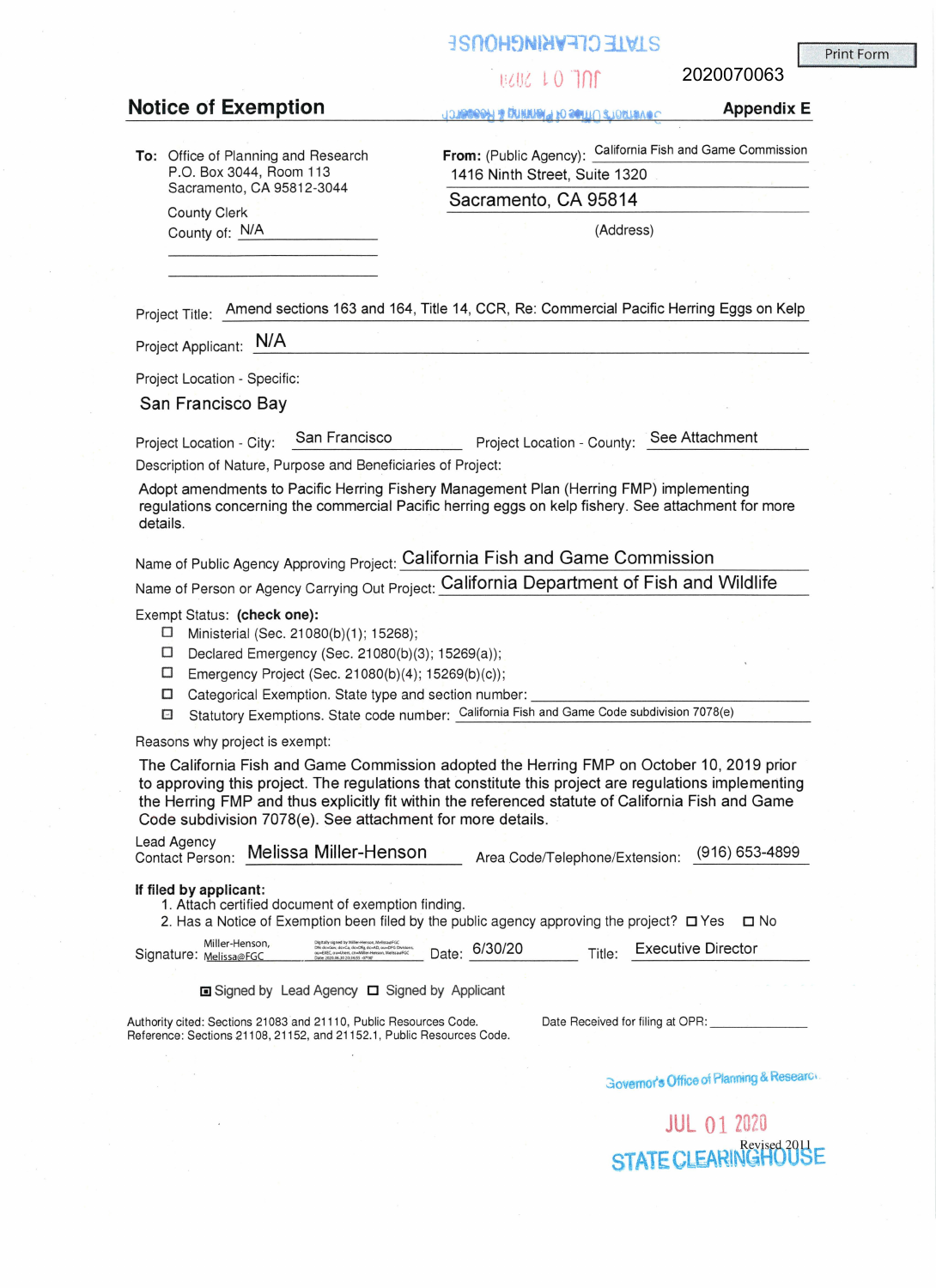2020070063

## Notice of Exemption

**Appendix E**

**To:** Office of Planning and Research
P.O. Box 3044, Room 113
Sacramento, CA 95812-3044

County Clerk
County of: N/A

**From:** (Public Agency): California Fish and Game Commission
1416 Ninth Street, Suite 1320
Sacramento, CA 95814
(Address)

Project Title: Amend sections 163 and 164, Title 14, CCR, Re: Commercial Pacific Herring Eggs on Kelp

Project Applicant: N/A

Project Location - Specific:
San Francisco Bay

Project Location - City: San Francisco    Project Location - County: See Attachment

Description of Nature, Purpose and Beneficiaries of Project:

Adopt amendments to Pacific Herring Fishery Management Plan (Herring FMP) implementing regulations concerning the commercial Pacific herring eggs on kelp fishery. See attachment for more details.

Name of Public Agency Approving Project: California Fish and Game Commission

Name of Person or Agency Carrying Out Project: California Department of Fish and Wildlife

Exempt Status: **(check one):**

- ☐ Ministerial (Sec. 21080(b)(1); 15268);
- ☐ Declared Emergency (Sec. 21080(b)(3); 15269(a));
- ☐ Emergency Project (Sec. 21080(b)(4); 15269(b)(c));
- ☐ Categorical Exemption. State type and section number:
- ☒ Statutory Exemptions. State code number: California Fish and Game Code subdivision 7078(e)

Reasons why project is exempt:

The California Fish and Game Commission adopted the Herring FMP on October 10, 2019 prior to approving this project. The regulations that constitute this project are regulations implementing the Herring FMP and thus explicitly fit within the referenced statute of California Fish and Game Code subdivision 7078(e). See attachment for more details.

Lead Agency Contact Person: Melissa Miller-Henson    Area Code/Telephone/Extension: (916) 653-4899

**If filed by applicant:**

1. Attach certified document of exemption finding.
2. Has a Notice of Exemption been filed by the public agency approving the project? ☐ Yes ☐ No

Signature: Miller-Henson, Melissa@FGC    Date: 6/30/20    Title: Executive Director

☒ Signed by Lead Agency ☐ Signed by Applicant

Authority cited: Sections 21083 and 21110, Public Resources Code.
Reference: Sections 21108, 21152, and 21152.1, Public Resources Code.

Date Received for filing at OPR:

Governor's Office of Planning & Research

JUL 01 2020

STATE CLEARINGHOUSE

Revised 2011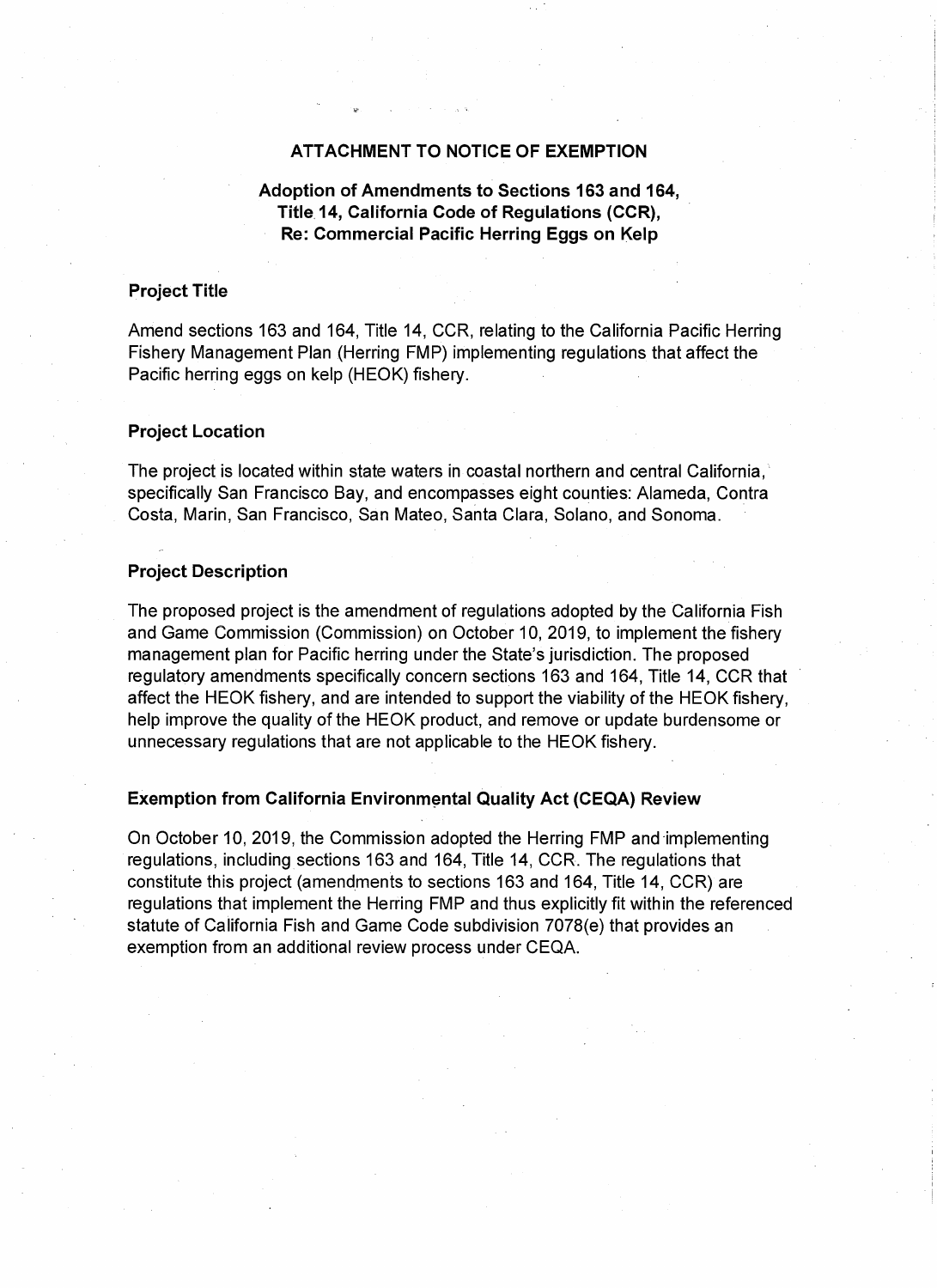# ATTACHMENT TO NOTICE OF EXEMPTION

## Adoption of Amendments to Sections 163 and 164, Title 14, California Code of Regulations (CCR), Re: Commercial Pacific Herring Eggs on Kelp

### Project Title

Amend sections 163 and 164, Title 14, CCR, relating to the California Pacific Herring Fishery Management Plan (Herring FMP) implementing regulations that affect the Pacific herring eggs on kelp (HEOK) fishery.

### Project Location

The project is located within state waters in coastal northern and central California, specifically San Francisco Bay, and encompasses eight counties: Alameda, Contra Costa, Marin, San Francisco, San Mateo, Santa Clara, Solano, and Sonoma.

### Project Description

The proposed project is the amendment of regulations adopted by the California Fish and Game Commission (Commission) on October 10, 2019, to implement the fishery management plan for Pacific herring under the State's jurisdiction. The proposed regulatory amendments specifically concern sections 163 and 164, Title 14, CCR that affect the HEOK fishery, and are intended to support the viability of the HEOK fishery, help improve the quality of the HEOK product, and remove or update burdensome or unnecessary regulations that are not applicable to the HEOK fishery.

### Exemption from California Environmental Quality Act (CEQA) Review

On October 10, 2019, the Commission adopted the Herring FMP and implementing regulations, including sections 163 and 164, Title 14, CCR. The regulations that constitute this project (amendments to sections 163 and 164, Title 14, CCR) are regulations that implement the Herring FMP and thus explicitly fit within the referenced statute of California Fish and Game Code subdivision 7078(e) that provides an exemption from an additional review process under CEQA.